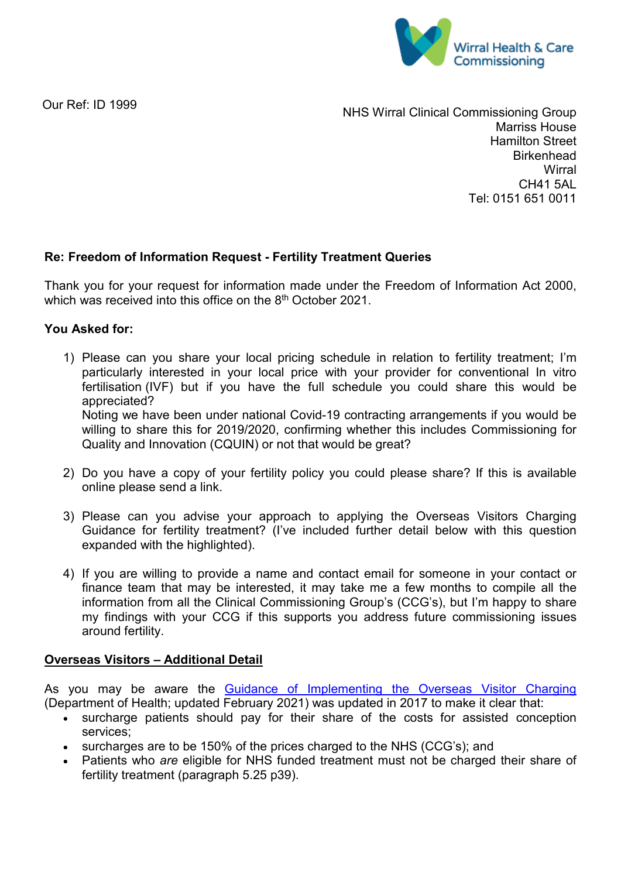Wirral Health & Care Commissioning

Our Ref: ID 1999

NHS Wirral Clinical Commissioning Group
Marriss House
Hamilton Street
Birkenhead
Wirral
CH41 5AL
Tel: 0151 651 0011

**Re: Freedom of Information Request - Fertility Treatment Queries**

Thank you for your request for information made under the Freedom of Information Act 2000, which was received into this office on the 8th October 2021.

**You Asked for:**

1) Please can you share your local pricing schedule in relation to fertility treatment; I'm particularly interested in your local price with your provider for conventional In vitro fertilisation (IVF) but if you have the full schedule you could share this would be appreciated?
   Noting we have been under national Covid-19 contracting arrangements if you would be willing to share this for 2019/2020, confirming whether this includes Commissioning for Quality and Innovation (CQUIN) or not that would be great?

2) Do you have a copy of your fertility policy you could please share? If this is available online please send a link.

3) Please can you advise your approach to applying the Overseas Visitors Charging Guidance for fertility treatment? (I've included further detail below with this question expanded with the highlighted).

4) If you are willing to provide a name and contact email for someone in your contact or finance team that may be interested, it may take me a few months to compile all the information from all the Clinical Commissioning Group's (CCG's), but I'm happy to share my findings with your CCG if this supports you address future commissioning issues around fertility.

**Overseas Visitors – Additional Detail**

As you may be aware the Guidance of Implementing the Overseas Visitor Charging (Department of Health; updated February 2021) was updated in 2017 to make it clear that:

- surcharge patients should pay for their share of the costs for assisted conception services;
- surcharges are to be 150% of the prices charged to the NHS (CCG's); and
- Patients who *are* eligible for NHS funded treatment must not be charged their share of fertility treatment (paragraph 5.25 p39).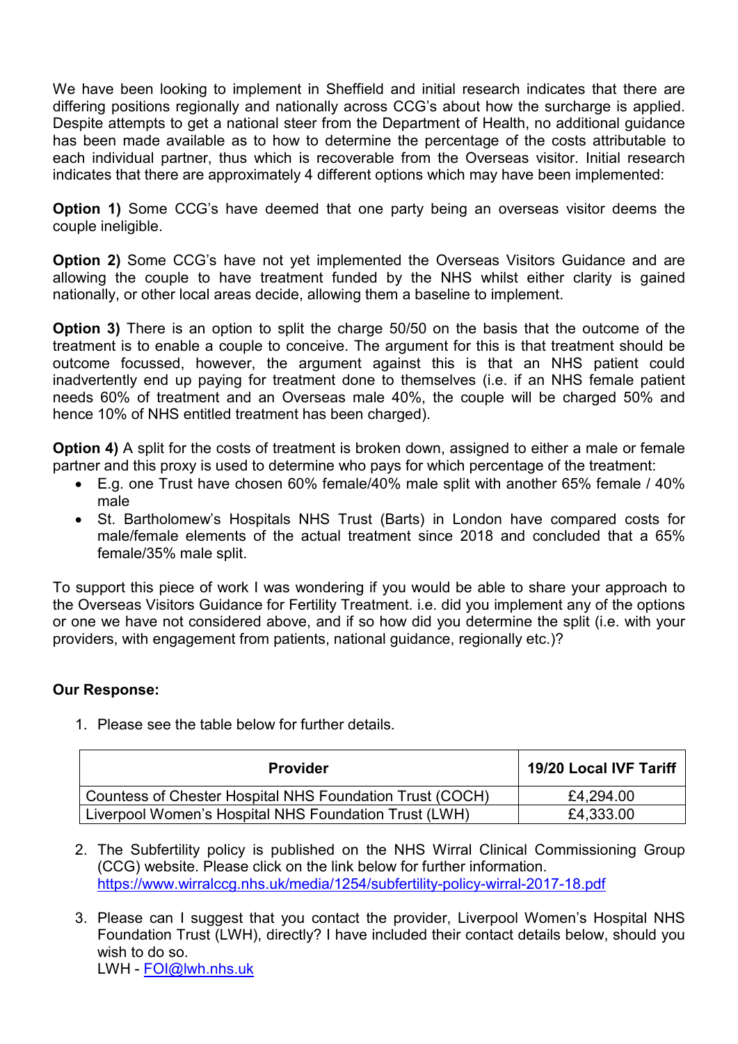We have been looking to implement in Sheffield and initial research indicates that there are differing positions regionally and nationally across CCG's about how the surcharge is applied. Despite attempts to get a national steer from the Department of Health, no additional guidance has been made available as to how to determine the percentage of the costs attributable to each individual partner, thus which is recoverable from the Overseas visitor. Initial research indicates that there are approximately 4 different options which may have been implemented:

**Option 1)** Some CCG's have deemed that one party being an overseas visitor deems the couple ineligible.

**Option 2)** Some CCG's have not yet implemented the Overseas Visitors Guidance and are allowing the couple to have treatment funded by the NHS whilst either clarity is gained nationally, or other local areas decide, allowing them a baseline to implement.

**Option 3)** There is an option to split the charge 50/50 on the basis that the outcome of the treatment is to enable a couple to conceive. The argument for this is that treatment should be outcome focussed, however, the argument against this is that an NHS patient could inadvertently end up paying for treatment done to themselves (i.e. if an NHS female patient needs 60% of treatment and an Overseas male 40%, the couple will be charged 50% and hence 10% of NHS entitled treatment has been charged).

**Option 4)** A split for the costs of treatment is broken down, assigned to either a male or female partner and this proxy is used to determine who pays for which percentage of the treatment:

- E.g. one Trust have chosen 60% female/40% male split with another 65% female / 40% male
- St. Bartholomew's Hospitals NHS Trust (Barts) in London have compared costs for male/female elements of the actual treatment since 2018 and concluded that a 65% female/35% male split.

To support this piece of work I was wondering if you would be able to share your approach to the Overseas Visitors Guidance for Fertility Treatment. i.e. did you implement any of the options or one we have not considered above, and if so how did you determine the split (i.e. with your providers, with engagement from patients, national guidance, regionally etc.)?

**Our Response:**

1. Please see the table below for further details.

| Provider | 19/20 Local IVF Tariff |
|---|---|
| Countess of Chester Hospital NHS Foundation Trust (COCH) | £4,294.00 |
| Liverpool Women's Hospital NHS Foundation Trust (LWH) | £4,333.00 |

2. The Subfertility policy is published on the NHS Wirral Clinical Commissioning Group (CCG) website. Please click on the link below for further information.
https://www.wirralccg.nhs.uk/media/1254/subfertility-policy-wirral-2017-18.pdf

3. Please can I suggest that you contact the provider, Liverpool Women's Hospital NHS Foundation Trust (LWH), directly? I have included their contact details below, should you wish to do so.
LWH - FOI@lwh.nhs.uk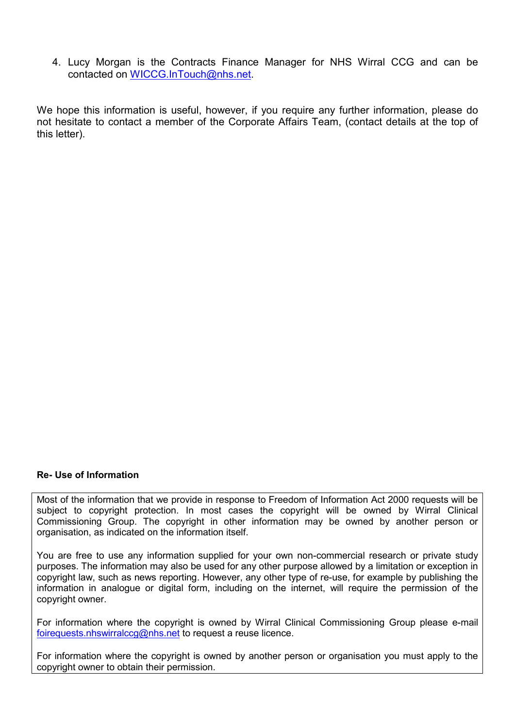4. Lucy Morgan is the Contracts Finance Manager for NHS Wirral CCG and can be contacted on WICCG.InTouch@nhs.net.

We hope this information is useful, however, if you require any further information, please do not hesitate to contact a member of the Corporate Affairs Team, (contact details at the top of this letter).

**Re- Use of Information**

Most of the information that we provide in response to Freedom of Information Act 2000 requests will be subject to copyright protection. In most cases the copyright will be owned by Wirral Clinical Commissioning Group. The copyright in other information may be owned by another person or organisation, as indicated on the information itself.

You are free to use any information supplied for your own non-commercial research or private study purposes. The information may also be used for any other purpose allowed by a limitation or exception in copyright law, such as news reporting. However, any other type of re-use, for example by publishing the information in analogue or digital form, including on the internet, will require the permission of the copyright owner.

For information where the copyright is owned by Wirral Clinical Commissioning Group please e-mail foirequests.nhswirralccg@nhs.net to request a reuse licence.

For information where the copyright is owned by another person or organisation you must apply to the copyright owner to obtain their permission.